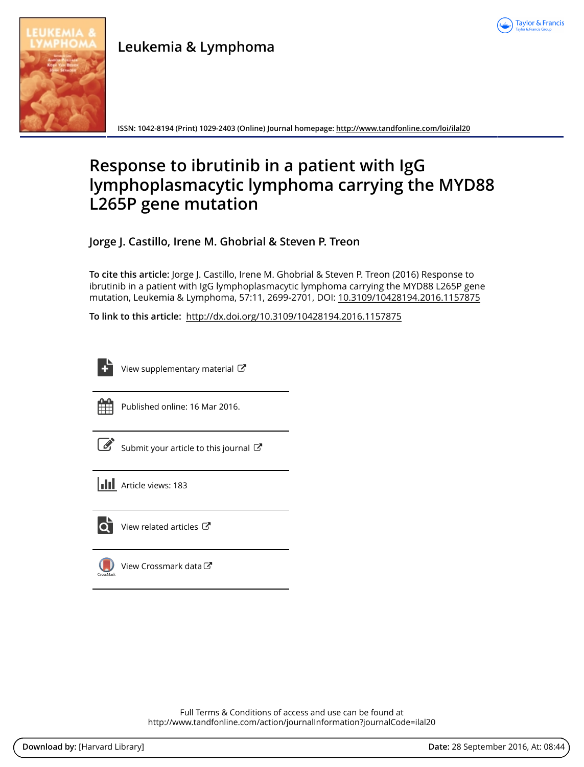Leukemia & Lymphoma

ISSN: 1042-8194 (Print) 1029-2403 (Online) Journal homepage: http://www.tandfonline.com/loi/ilal20

# Response to ibrutinib in a patient with IgG lymphoplasmacytic lymphoma carrying the MYD88 L265P gene mutation

**Jorge J. Castillo, Irene M. Ghobrial & Steven P. Treon**

**To cite this article:** Jorge J. Castillo, Irene M. Ghobrial & Steven P. Treon (2016) Response to ibrutinib in a patient with IgG lymphoplasmacytic lymphoma carrying the MYD88 L265P gene mutation, Leukemia & Lymphoma, 57:11, 2699-2701, DOI: 10.3109/10428194.2016.1157875

**To link to this article:** http://dx.doi.org/10.3109/10428194.2016.1157875

View supplementary material

Published online: 16 Mar 2016.

Submit your article to this journal

Article views: 183

View related articles

View Crossmark data

Full Terms & Conditions of access and use can be found at
http://www.tandfonline.com/action/journalInformation?journalCode=ilal20

**Download by:** [Harvard Library] **Date:** 28 September 2016, At: 08:44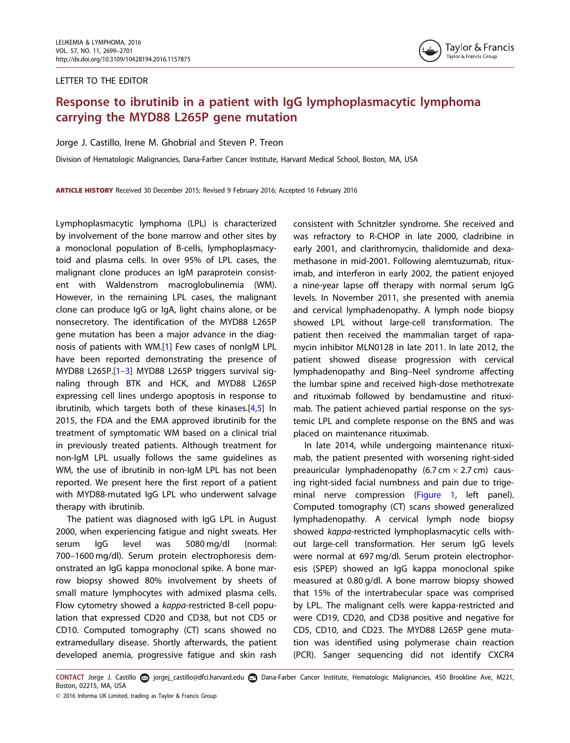LETTER TO THE EDITOR

# Response to ibrutinib in a patient with IgG lymphoplasmacytic lymphoma carrying the MYD88 L265P gene mutation

Jorge J. Castillo, Irene M. Ghobrial and Steven P. Treon

Division of Hematologic Malignancies, Dana-Farber Cancer Institute, Harvard Medical School, Boston, MA, USA

**ARTICLE HISTORY** Received 30 December 2015; Revised 9 February 2016; Accepted 16 February 2016

Lymphoplasmacytic lymphoma (LPL) is characterized by involvement of the bone marrow and other sites by a monoclonal population of B-cells, lymphoplasmacytoid and plasma cells. In over 95% of LPL cases, the malignant clone produces an IgM paraprotein consistent with Waldenstrom macroglobulinemia (WM). However, in the remaining LPL cases, the malignant clone can produce IgG or IgA, light chains alone, or be nonsecretory. The identification of the MYD88 L265P gene mutation has been a major advance in the diagnosis of patients with WM.[1] Few cases of nonIgM LPL have been reported demonstrating the presence of MYD88 L265P.[1–3] MYD88 L265P triggers survival signaling through BTK and HCK, and MYD88 L265P expressing cell lines undergo apoptosis in response to ibrutinib, which targets both of these kinases.[4,5] In 2015, the FDA and the EMA approved ibrutinib for the treatment of symptomatic WM based on a clinical trial in previously treated patients. Although treatment for non-IgM LPL usually follows the same guidelines as WM, the use of ibrutinib in non-IgM LPL has not been reported. We present here the first report of a patient with MYD88-mutated IgG LPL who underwent salvage therapy with ibrutinib.

The patient was diagnosed with IgG LPL in August 2000, when experiencing fatigue and night sweats. Her serum IgG level was 5080 mg/dl (normal: 700–1600 mg/dl). Serum protein electrophoresis demonstrated an IgG kappa monoclonal spike. A bone marrow biopsy showed 80% involvement by sheets of small mature lymphocytes with admixed plasma cells. Flow cytometry showed a *kappa*-restricted B-cell population that expressed CD20 and CD38, but not CD5 or CD10. Computed tomography (CT) scans showed no extramedullary disease. Shortly afterwards, the patient developed anemia, progressive fatigue and skin rash consistent with Schnitzler syndrome. She received and was refractory to R-CHOP in late 2000, cladribine in early 2001, and clarithromycin, thalidomide and dexamethasone in mid-2001. Following alemtuzumab, rituximab, and interferon in early 2002, the patient enjoyed a nine-year lapse off therapy with normal serum IgG levels. In November 2011, she presented with anemia and cervical lymphadenopathy. A lymph node biopsy showed LPL without large-cell transformation. The patient then received the mammalian target of rapamycin inhibitor MLN0128 in late 2011. In late 2012, the patient showed disease progression with cervical lymphadenopathy and Bing–Neel syndrome affecting the lumbar spine and received high-dose methotrexate and rituximab followed by bendamustine and rituximab. The patient achieved partial response on the systemic LPL and complete response on the BNS and was placed on maintenance rituximab.

In late 2014, while undergoing maintenance rituximab, the patient presented with worsening right-sided preauricular lymphadenopathy (6.7 cm × 2.7 cm) causing right-sided facial numbness and pain due to trigeminal nerve compression (Figure 1, left panel). Computed tomography (CT) scans showed generalized lymphadenopathy. A cervical lymph node biopsy showed *kappa*-restricted lymphoplasmacytic cells without large-cell transformation. Her serum IgG levels were normal at 697 mg/dl. Serum protein electrophoresis (SPEP) showed an IgG kappa monoclonal spike measured at 0.80 g/dl. A bone marrow biopsy showed that 15% of the intertrabecular space was comprised by LPL. The malignant cells were kappa-restricted and were CD19, CD20, and CD38 positive and negative for CD5, CD10, and CD23. The MYD88 L265P gene mutation was identified using polymerase chain reaction (PCR). Sanger sequencing did not identify CXCR4

**CONTACT** Jorge J. Castillo jorgej_castillo@dfci.harvard.edu Dana-Farber Cancer Institute, Hematologic Malignancies, 450 Brookline Ave, M221, Boston, 02215, MA, USA

© 2016 Informa UK Limited, trading as Taylor & Francis Group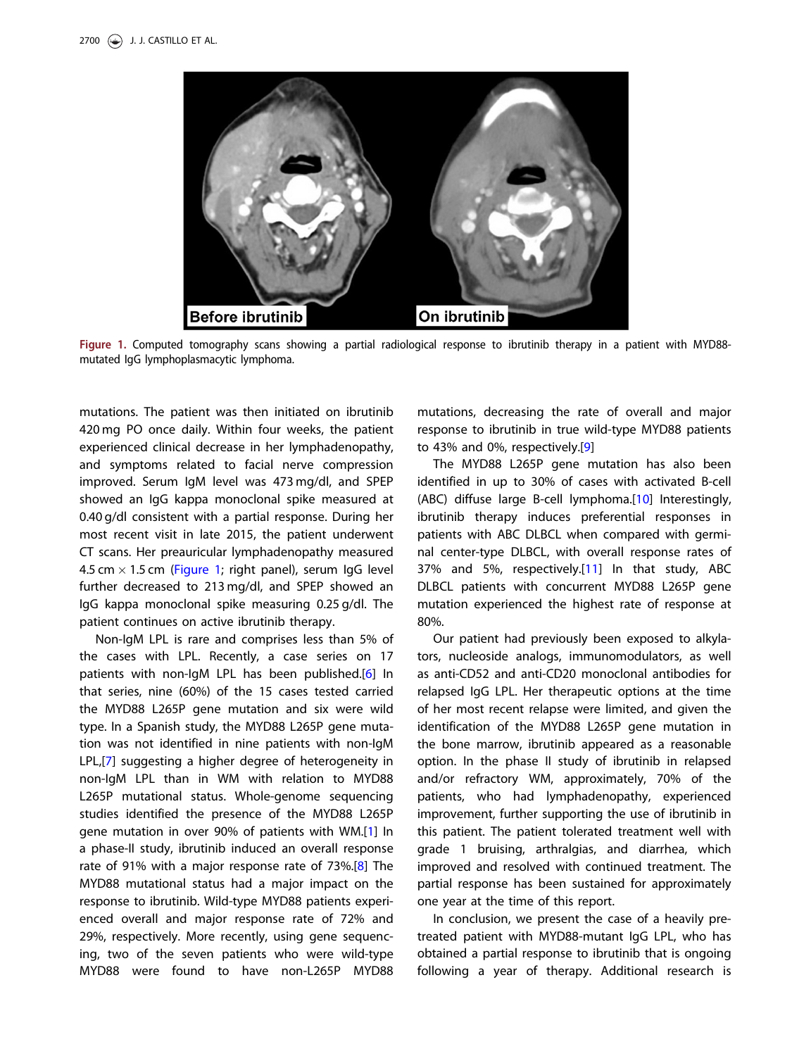**Figure 1.** Computed tomography scans showing a partial radiological response to ibrutinib therapy in a patient with MYD88-mutated IgG lymphoplasmacytic lymphoma.

mutations. The patient was then initiated on ibrutinib 420 mg PO once daily. Within four weeks, the patient experienced clinical decrease in her lymphadenopathy, and symptoms related to facial nerve compression improved. Serum IgM level was 473 mg/dl, and SPEP showed an IgG kappa monoclonal spike measured at 0.40 g/dl consistent with a partial response. During her most recent visit in late 2015, the patient underwent CT scans. Her preauricular lymphadenopathy measured 4.5 cm × 1.5 cm (Figure 1; right panel), serum IgG level further decreased to 213 mg/dl, and SPEP showed an IgG kappa monoclonal spike measuring 0.25 g/dl. The patient continues on active ibrutinib therapy.

Non-IgM LPL is rare and comprises less than 5% of the cases with LPL. Recently, a case series on 17 patients with non-IgM LPL has been published.[6] In that series, nine (60%) of the 15 cases tested carried the MYD88 L265P gene mutation and six were wild type. In a Spanish study, the MYD88 L265P gene mutation was not identified in nine patients with non-IgM LPL,[7] suggesting a higher degree of heterogeneity in non-IgM LPL than in WM with relation to MYD88 L265P mutational status. Whole-genome sequencing studies identified the presence of the MYD88 L265P gene mutation in over 90% of patients with WM.[1] In a phase-II study, ibrutinib induced an overall response rate of 91% with a major response rate of 73%.[8] The MYD88 mutational status had a major impact on the response to ibrutinib. Wild-type MYD88 patients experienced overall and major response rate of 72% and 29%, respectively. More recently, using gene sequencing, two of the seven patients who were wild-type MYD88 were found to have non-L265P MYD88 mutations, decreasing the rate of overall and major response to ibrutinib in true wild-type MYD88 patients to 43% and 0%, respectively.[9]

The MYD88 L265P gene mutation has also been identified in up to 30% of cases with activated B-cell (ABC) diffuse large B-cell lymphoma.[10] Interestingly, ibrutinib therapy induces preferential responses in patients with ABC DLBCL when compared with germinal center-type DLBCL, with overall response rates of 37% and 5%, respectively.[11] In that study, ABC DLBCL patients with concurrent MYD88 L265P gene mutation experienced the highest rate of response at 80%.

Our patient had previously been exposed to alkylators, nucleoside analogs, immunomodulators, as well as anti-CD52 and anti-CD20 monoclonal antibodies for relapsed IgG LPL. Her therapeutic options at the time of her most recent relapse were limited, and given the identification of the MYD88 L265P gene mutation in the bone marrow, ibrutinib appeared as a reasonable option. In the phase II study of ibrutinib in relapsed and/or refractory WM, approximately, 70% of the patients, who had lymphadenopathy, experienced improvement, further supporting the use of ibrutinib in this patient. The patient tolerated treatment well with grade 1 bruising, arthralgias, and diarrhea, which improved and resolved with continued treatment. The partial response has been sustained for approximately one year at the time of this report.

In conclusion, we present the case of a heavily pretreated patient with MYD88-mutant IgG LPL, who has obtained a partial response to ibrutinib that is ongoing following a year of therapy. Additional research is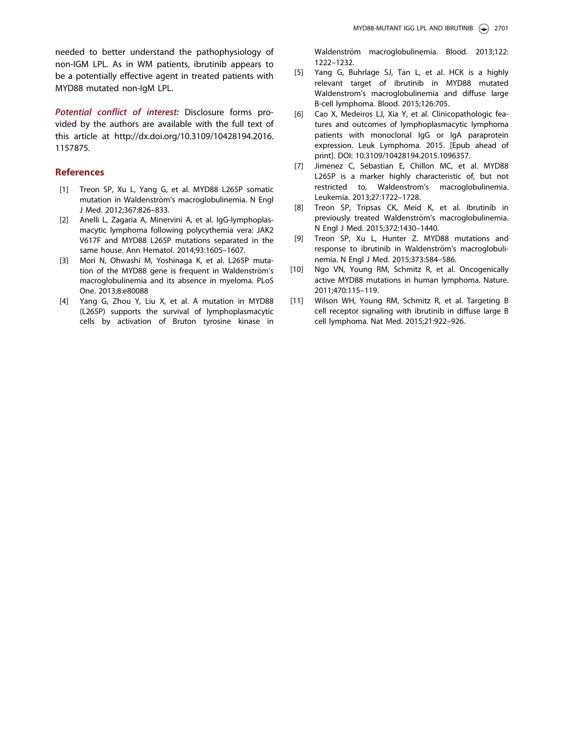needed to better understand the pathophysiology of non-IGM LPL. As in WM patients, ibrutinib appears to be a potentially effective agent in treated patients with MYD88 mutated non-IgM LPL.

***Potential conflict of interest:*** Disclosure forms provided by the authors are available with the full text of this article at http://dx.doi.org/10.3109/10428194.2016.1157875.

## References

[1] Treon SP, Xu L, Yang G, et al. MYD88 L265P somatic mutation in Waldenström's macroglobulinemia. N Engl J Med. 2012;367:826–833.

[2] Anelli L, Zagaria A, Minervini A, et al. IgG-lymphoplasmacytic lymphoma following polycythemia vera: JAK2 V617F and MYD88 L265P mutations separated in the same house. Ann Hematol. 2014;93:1605–1607.

[3] Mori N, Ohwashi M, Yoshinaga K, et al. L265P mutation of the MYD88 gene is frequent in Waldenström's macroglobulinemia and its absence in myeloma. PLoS One. 2013;8:e80088

[4] Yang G, Zhou Y, Liu X, et al. A mutation in MYD88 (L265P) supports the survival of lymphoplasmacytic cells by activation of Bruton tyrosine kinase in Waldenström macroglobulinemia. Blood. 2013;122:1222–1232.

[5] Yang G, Buhrlage SJ, Tan L, et al. HCK is a highly relevant target of ibrutinib in MYD88 mutated Waldenstrom's macroglobulinemia and diffuse large B-cell lymphoma. Blood. 2015;126:705.

[6] Cao X, Medeiros LJ, Xia Y, et al. Clinicopathologic features and outcomes of lymphoplasmacytic lymphoma patients with monoclonal IgG or IgA paraprotein expression. Leuk Lymphoma. 2015. [Epub ahead of print]. DOI: 10.3109/10428194.2015.1096357.

[7] Jimenez C, Sebastian E, Chillon MC, et al. MYD88 L265P is a marker highly characteristic of, but not restricted to, Waldenstrom's macroglobulinemia. Leukemia. 2013;27:1722–1728.

[8] Treon SP, Tripsas CK, Meid K, et al. Ibrutinib in previously treated Waldenström's macroglobulinemia. N Engl J Med. 2015;372:1430–1440.

[9] Treon SP, Xu L, Hunter Z. MYD88 mutations and response to ibrutinib in Waldenström's macroglobulinemia. N Engl J Med. 2015;373:584–586.

[10] Ngo VN, Young RM, Schmitz R, et al. Oncogenically active MYD88 mutations in human lymphoma. Nature. 2011;470:115–119.

[11] Wilson WH, Young RM, Schmitz R, et al. Targeting B cell receptor signaling with ibrutinib in diffuse large B cell lymphoma. Nat Med. 2015;21:922–926.